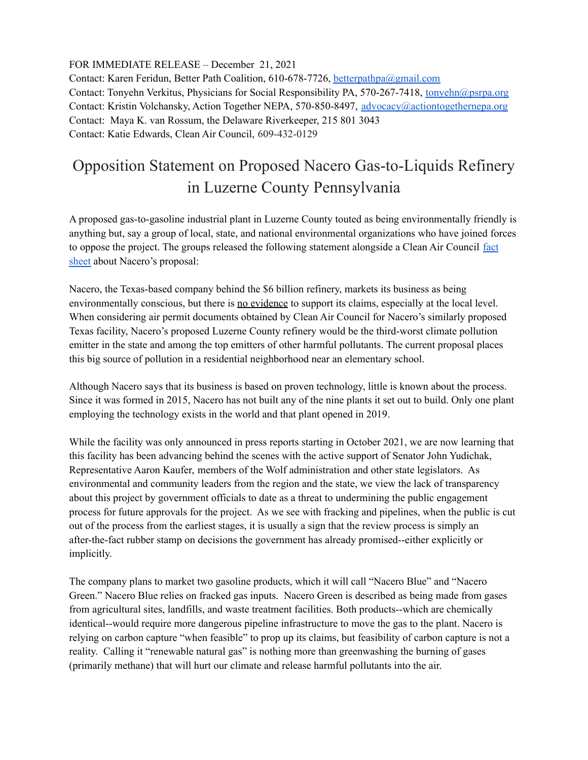FOR IMMEDIATE RELEASE – December 21, 2021
Contact: Karen Feridun, Better Path Coalition, 610-678-7726, betterpathpa@gmail.com
Contact: Tonyehn Verkitus, Physicians for Social Responsibility PA, 570-267-7418, tonyehn@psrpa.org
Contact: Kristin Volchansky, Action Together NEPA, 570-850-8497, advocacy@actiontogethernepa.org
Contact: Maya K. van Rossum, the Delaware Riverkeeper, 215 801 3043
Contact: Katie Edwards, Clean Air Council, 609-432-0129

# Opposition Statement on Proposed Nacero Gas-to-Liquids Refinery in Luzerne County Pennsylvania

A proposed gas-to-gasoline industrial plant in Luzerne County touted as being environmentally friendly is anything but, say a group of local, state, and national environmental organizations who have joined forces to oppose the project. The groups released the following statement alongside a Clean Air Council fact sheet about Nacero's proposal:

Nacero, the Texas-based company behind the $6 billion refinery, markets its business as being environmentally conscious, but there is no evidence to support its claims, especially at the local level. When considering air permit documents obtained by Clean Air Council for Nacero's similarly proposed Texas facility, Nacero's proposed Luzerne County refinery would be the third-worst climate pollution emitter in the state and among the top emitters of other harmful pollutants. The current proposal places this big source of pollution in a residential neighborhood near an elementary school.

Although Nacero says that its business is based on proven technology, little is known about the process. Since it was formed in 2015, Nacero has not built any of the nine plants it set out to build. Only one plant employing the technology exists in the world and that plant opened in 2019.

While the facility was only announced in press reports starting in October 2021, we are now learning that this facility has been advancing behind the scenes with the active support of Senator John Yudichak, Representative Aaron Kaufer, members of the Wolf administration and other state legislators. As environmental and community leaders from the region and the state, we view the lack of transparency about this project by government officials to date as a threat to undermining the public engagement process for future approvals for the project. As we see with fracking and pipelines, when the public is cut out of the process from the earliest stages, it is usually a sign that the review process is simply an after-the-fact rubber stamp on decisions the government has already promised--either explicitly or implicitly.

The company plans to market two gasoline products, which it will call "Nacero Blue" and "Nacero Green." Nacero Blue relies on fracked gas inputs. Nacero Green is described as being made from gases from agricultural sites, landfills, and waste treatment facilities. Both products--which are chemically identical--would require more dangerous pipeline infrastructure to move the gas to the plant. Nacero is relying on carbon capture "when feasible" to prop up its claims, but feasibility of carbon capture is not a reality. Calling it "renewable natural gas" is nothing more than greenwashing the burning of gases (primarily methane) that will hurt our climate and release harmful pollutants into the air.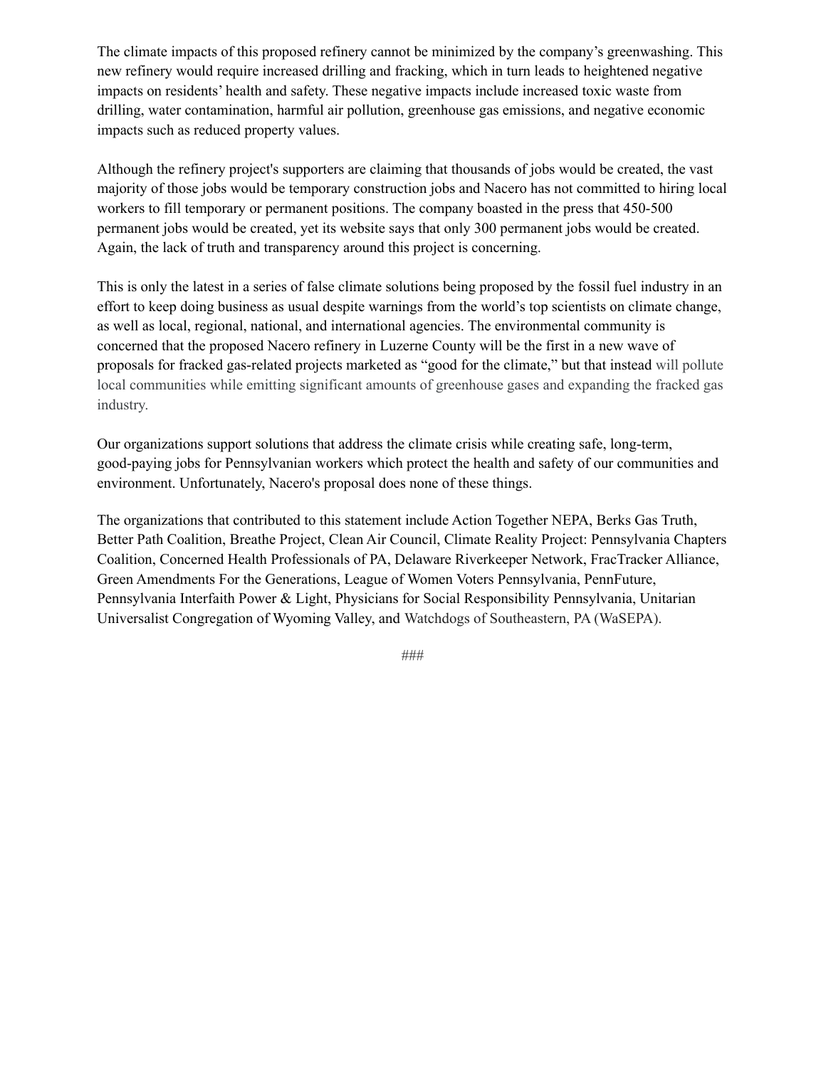The climate impacts of this proposed refinery cannot be minimized by the company's greenwashing. This new refinery would require increased drilling and fracking, which in turn leads to heightened negative impacts on residents' health and safety. These negative impacts include increased toxic waste from drilling, water contamination, harmful air pollution, greenhouse gas emissions, and negative economic impacts such as reduced property values.

Although the refinery project's supporters are claiming that thousands of jobs would be created, the vast majority of those jobs would be temporary construction jobs and Nacero has not committed to hiring local workers to fill temporary or permanent positions. The company boasted in the press that 450-500 permanent jobs would be created, yet its website says that only 300 permanent jobs would be created. Again, the lack of truth and transparency around this project is concerning.

This is only the latest in a series of false climate solutions being proposed by the fossil fuel industry in an effort to keep doing business as usual despite warnings from the world's top scientists on climate change, as well as local, regional, national, and international agencies. The environmental community is concerned that the proposed Nacero refinery in Luzerne County will be the first in a new wave of proposals for fracked gas-related projects marketed as "good for the climate," but that instead will pollute local communities while emitting significant amounts of greenhouse gases and expanding the fracked gas industry.

Our organizations support solutions that address the climate crisis while creating safe, long-term, good-paying jobs for Pennsylvanian workers which protect the health and safety of our communities and environment. Unfortunately, Nacero's proposal does none of these things.

The organizations that contributed to this statement include Action Together NEPA, Berks Gas Truth, Better Path Coalition, Breathe Project, Clean Air Council, Climate Reality Project: Pennsylvania Chapters Coalition, Concerned Health Professionals of PA, Delaware Riverkeeper Network, FracTracker Alliance, Green Amendments For the Generations, League of Women Voters Pennsylvania, PennFuture, Pennsylvania Interfaith Power & Light, Physicians for Social Responsibility Pennsylvania, Unitarian Universalist Congregation of Wyoming Valley, and Watchdogs of Southeastern, PA (WaSEPA).

###